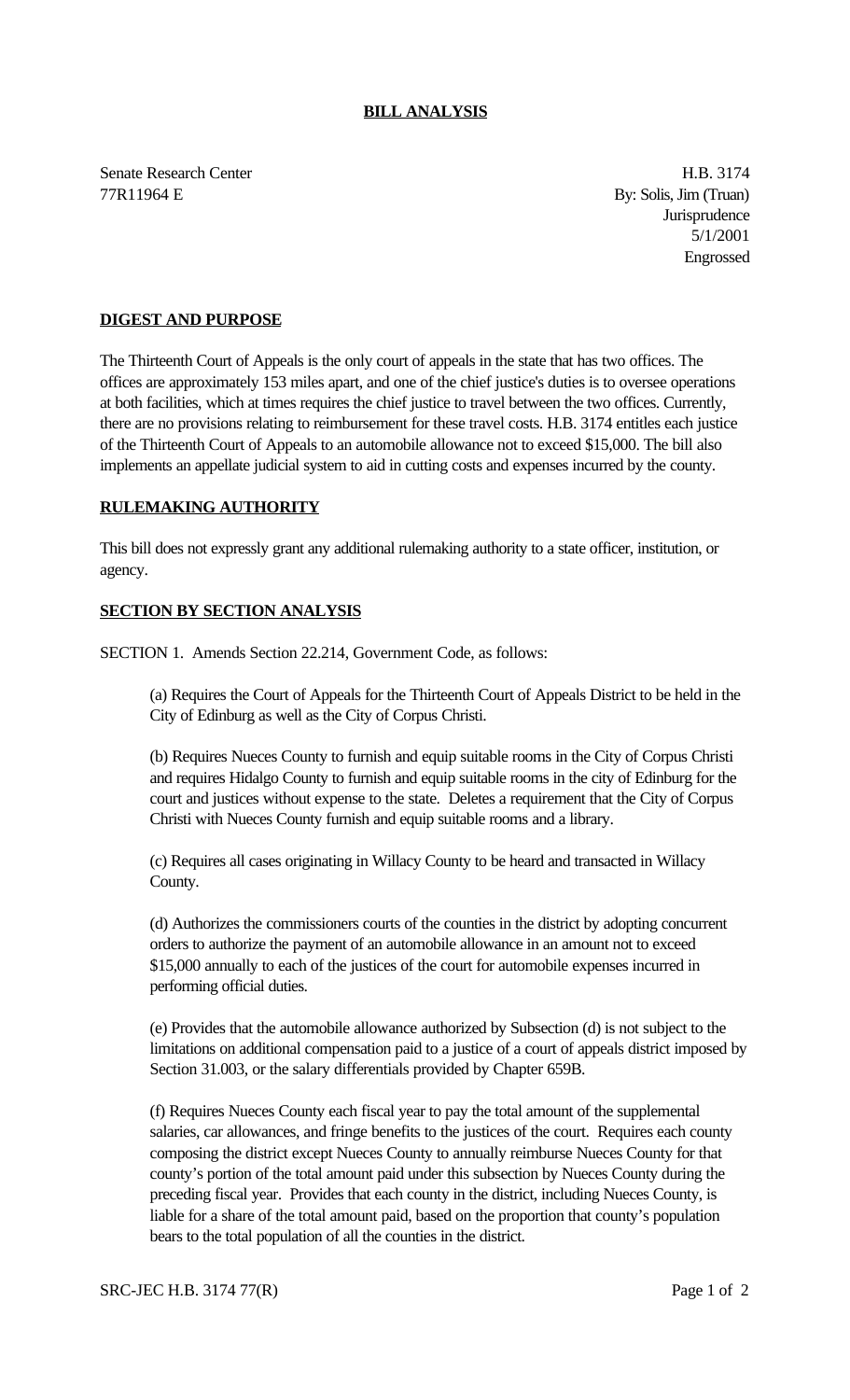# BILL ANALYSIS

Senate Research Center
77R11964 E

H.B. 3174
By: Solis, Jim (Truan)
Jurisprudence
5/1/2001
Engrossed

## DIGEST AND PURPOSE

The Thirteenth Court of Appeals is the only court of appeals in the state that has two offices. The offices are approximately 153 miles apart, and one of the chief justice's duties is to oversee operations at both facilities, which at times requires the chief justice to travel between the two offices. Currently, there are no provisions relating to reimbursement for these travel costs. H.B. 3174 entitles each justice of the Thirteenth Court of Appeals to an automobile allowance not to exceed $15,000. The bill also implements an appellate judicial system to aid in cutting costs and expenses incurred by the county.

## RULEMAKING AUTHORITY

This bill does not expressly grant any additional rulemaking authority to a state officer, institution, or agency.

## SECTION BY SECTION ANALYSIS

SECTION 1. Amends Section 22.214, Government Code, as follows:

(a) Requires the Court of Appeals for the Thirteenth Court of Appeals District to be held in the City of Edinburg as well as the City of Corpus Christi.

(b) Requires Nueces County to furnish and equip suitable rooms in the City of Corpus Christi and requires Hidalgo County to furnish and equip suitable rooms in the city of Edinburg for the court and justices without expense to the state. Deletes a requirement that the City of Corpus Christi with Nueces County furnish and equip suitable rooms and a library.

(c) Requires all cases originating in Willacy County to be heard and transacted in Willacy County.

(d) Authorizes the commissioners courts of the counties in the district by adopting concurrent orders to authorize the payment of an automobile allowance in an amount not to exceed $15,000 annually to each of the justices of the court for automobile expenses incurred in performing official duties.

(e) Provides that the automobile allowance authorized by Subsection (d) is not subject to the limitations on additional compensation paid to a justice of a court of appeals district imposed by Section 31.003, or the salary differentials provided by Chapter 659B.

(f) Requires Nueces County each fiscal year to pay the total amount of the supplemental salaries, car allowances, and fringe benefits to the justices of the court. Requires each county composing the district except Nueces County to annually reimburse Nueces County for that county's portion of the total amount paid under this subsection by Nueces County during the preceding fiscal year. Provides that each county in the district, including Nueces County, is liable for a share of the total amount paid, based on the proportion that county's population bears to the total population of all the counties in the district.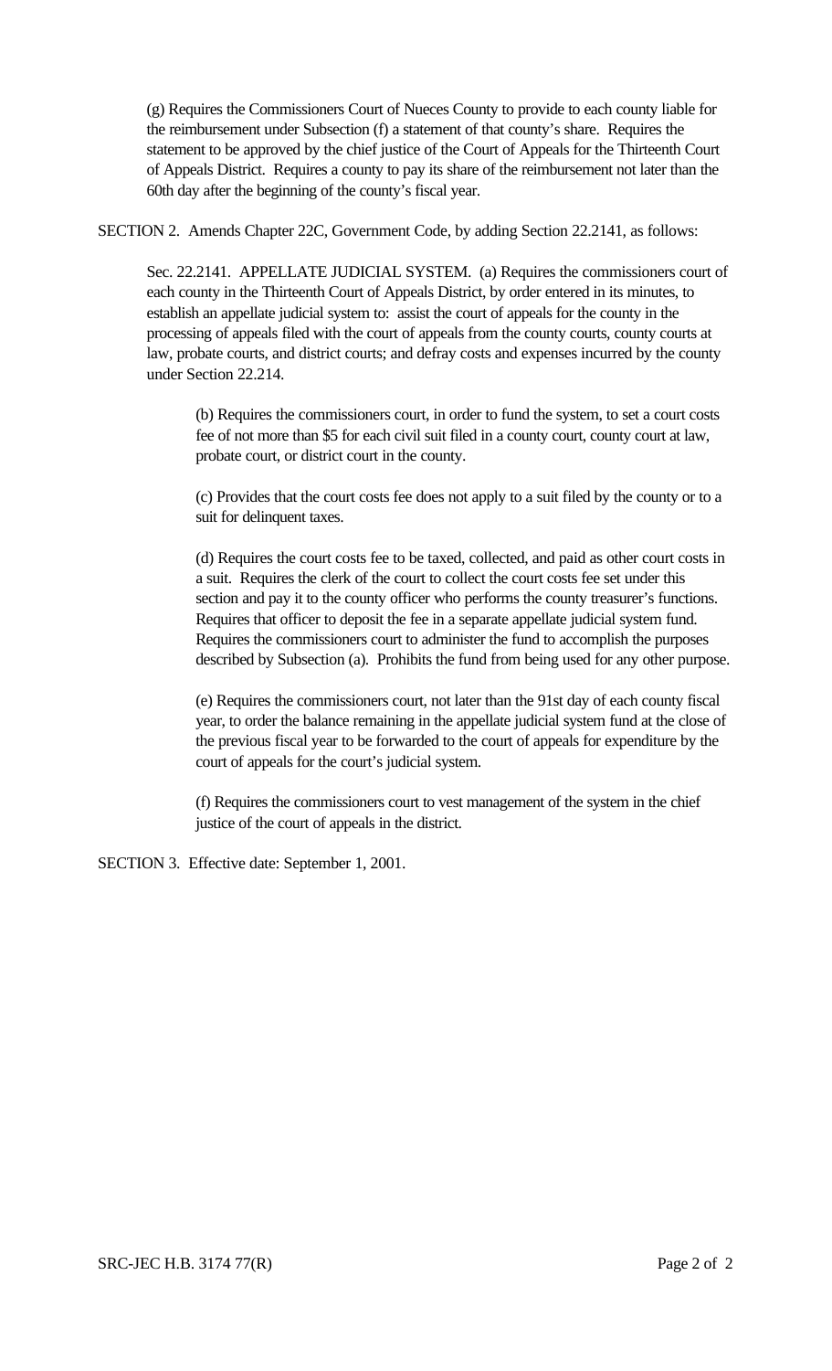(g) Requires the Commissioners Court of Nueces County to provide to each county liable for the reimbursement under Subsection (f) a statement of that county's share. Requires the statement to be approved by the chief justice of the Court of Appeals for the Thirteenth Court of Appeals District. Requires a county to pay its share of the reimbursement not later than the 60th day after the beginning of the county's fiscal year.

SECTION 2. Amends Chapter 22C, Government Code, by adding Section 22.2141, as follows:

Sec. 22.2141. APPELLATE JUDICIAL SYSTEM. (a) Requires the commissioners court of each county in the Thirteenth Court of Appeals District, by order entered in its minutes, to establish an appellate judicial system to: assist the court of appeals for the county in the processing of appeals filed with the court of appeals from the county courts, county courts at law, probate courts, and district courts; and defray costs and expenses incurred by the county under Section 22.214.

(b) Requires the commissioners court, in order to fund the system, to set a court costs fee of not more than $5 for each civil suit filed in a county court, county court at law, probate court, or district court in the county.

(c) Provides that the court costs fee does not apply to a suit filed by the county or to a suit for delinquent taxes.

(d) Requires the court costs fee to be taxed, collected, and paid as other court costs in a suit. Requires the clerk of the court to collect the court costs fee set under this section and pay it to the county officer who performs the county treasurer's functions. Requires that officer to deposit the fee in a separate appellate judicial system fund. Requires the commissioners court to administer the fund to accomplish the purposes described by Subsection (a). Prohibits the fund from being used for any other purpose.

(e) Requires the commissioners court, not later than the 91st day of each county fiscal year, to order the balance remaining in the appellate judicial system fund at the close of the previous fiscal year to be forwarded to the court of appeals for expenditure by the court of appeals for the court's judicial system.

(f) Requires the commissioners court to vest management of the system in the chief justice of the court of appeals in the district.

SECTION 3. Effective date: September 1, 2001.